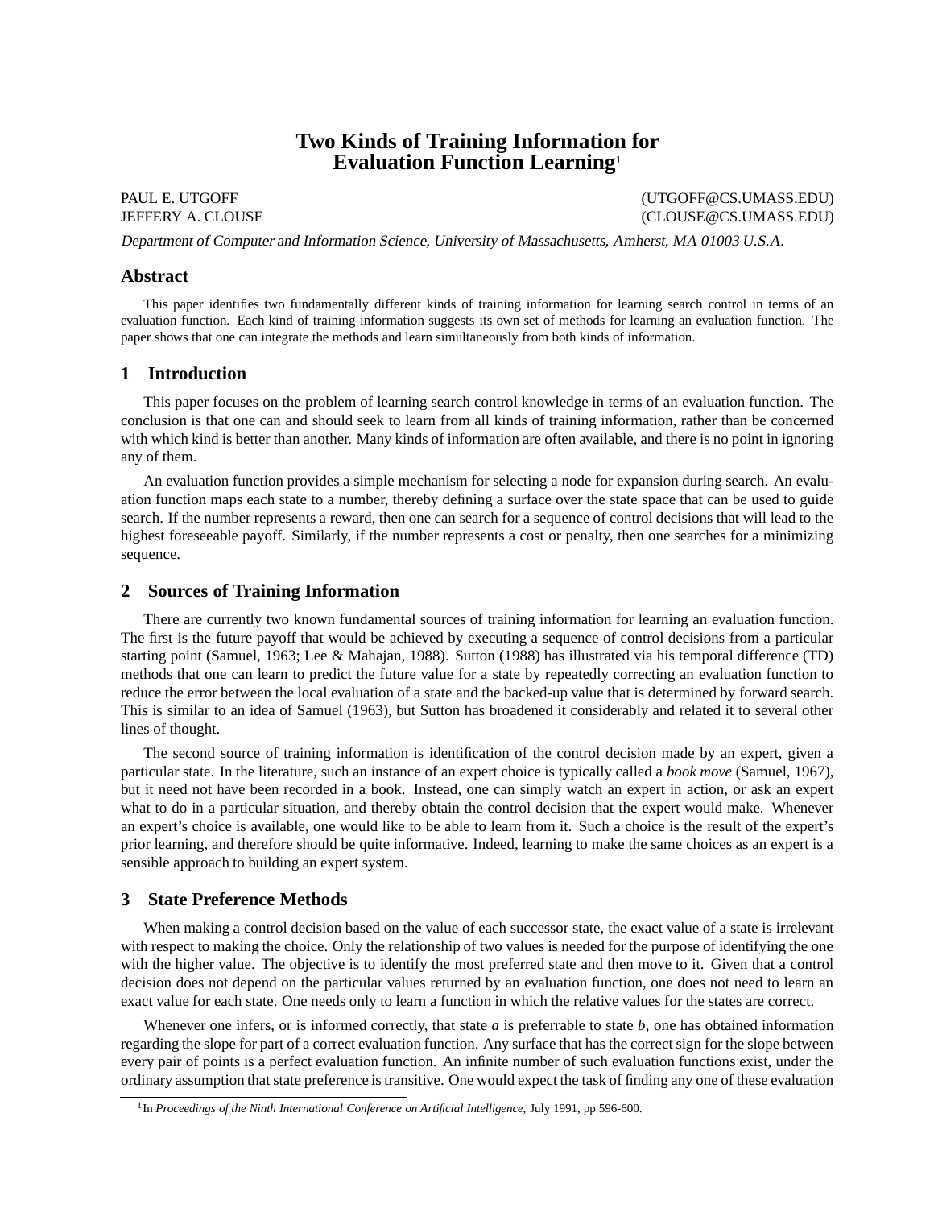# Two Kinds of Training Information for Evaluation Function Learning[1]

PAUL E. UTGOFF (UTGOFF@CS.UMASS.EDU)
JEFFERY A. CLOUSE (CLOUSE@CS.UMASS.EDU)

*Department of Computer and Information Science, University of Massachusetts, Amherst, MA 01003 U.S.A.*

## Abstract

This paper identifies two fundamentally different kinds of training information for learning search control in terms of an evaluation function. Each kind of training information suggests its own set of methods for learning an evaluation function. The paper shows that one can integrate the methods and learn simultaneously from both kinds of information.

## 1 Introduction

This paper focuses on the problem of learning search control knowledge in terms of an evaluation function. The conclusion is that one can and should seek to learn from all kinds of training information, rather than be concerned with which kind is better than another. Many kinds of information are often available, and there is no point in ignoring any of them.

An evaluation function provides a simple mechanism for selecting a node for expansion during search. An evaluation function maps each state to a number, thereby defining a surface over the state space that can be used to guide search. If the number represents a reward, then one can search for a sequence of control decisions that will lead to the highest foreseeable payoff. Similarly, if the number represents a cost or penalty, then one searches for a minimizing sequence.

## 2 Sources of Training Information

There are currently two known fundamental sources of training information for learning an evaluation function. The first is the future payoff that would be achieved by executing a sequence of control decisions from a particular starting point (Samuel, 1963; Lee & Mahajan, 1988). Sutton (1988) has illustrated via his temporal difference (TD) methods that one can learn to predict the future value for a state by repeatedly correcting an evaluation function to reduce the error between the local evaluation of a state and the backed-up value that is determined by forward search. This is similar to an idea of Samuel (1963), but Sutton has broadened it considerably and related it to several other lines of thought.

The second source of training information is identification of the control decision made by an expert, given a particular state. In the literature, such an instance of an expert choice is typically called a *book move* (Samuel, 1967), but it need not have been recorded in a book. Instead, one can simply watch an expert in action, or ask an expert what to do in a particular situation, and thereby obtain the control decision that the expert would make. Whenever an expert's choice is available, one would like to be able to learn from it. Such a choice is the result of the expert's prior learning, and therefore should be quite informative. Indeed, learning to make the same choices as an expert is a sensible approach to building an expert system.

## 3 State Preference Methods

When making a control decision based on the value of each successor state, the exact value of a state is irrelevant with respect to making the choice. Only the relationship of two values is needed for the purpose of identifying the one with the higher value. The objective is to identify the most preferred state and then move to it. Given that a control decision does not depend on the particular values returned by an evaluation function, one does not need to learn an exact value for each state. One needs only to learn a function in which the relative values for the states are correct.

Whenever one infers, or is informed correctly, that state $a$ is preferrable to state $b$, one has obtained information regarding the slope for part of a correct evaluation function. Any surface that has the correct sign for the slope between every pair of points is a perfect evaluation function. An infinite number of such evaluation functions exist, under the ordinary assumption that state preference is transitive. One would expect the task of finding any one of these evaluation

[1] In *Proceedings of the Ninth International Conference on Artificial Intelligence*, July 1991, pp 596-600.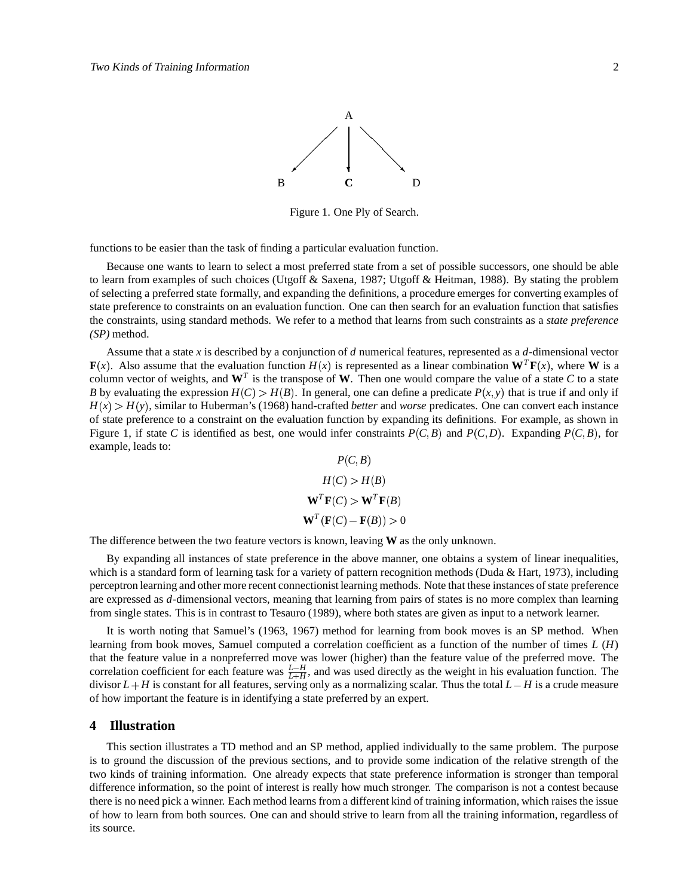Figure 1. One Ply of Search.

functions to be easier than the task of finding a particular evaluation function.

Because one wants to learn to select a most preferred state from a set of possible successors, one should be able to learn from examples of such choices (Utgoff & Saxena, 1987; Utgoff & Heitman, 1988). By stating the problem of selecting a preferred state formally, and expanding the definitions, a procedure emerges for converting examples of state preference to constraints on an evaluation function. One can then search for an evaluation function that satisfies the constraints, using standard methods. We refer to a method that learns from such constraints as a *state preference (SP)* method.

Assume that a state $x$ is described by a conjunction of $d$ numerical features, represented as a $d$-dimensional vector $\mathbf{F}(x)$. Also assume that the evaluation function $H(x)$ is represented as a linear combination $\mathbf{W}^T\mathbf{F}(x)$, where $\mathbf{W}$ is a column vector of weights, and $\mathbf{W}^T$ is the transpose of $\mathbf{W}$. Then one would compare the value of a state $C$ to a state $B$ by evaluating the expression $H(C) > H(B)$. In general, one can define a predicate $P(x,y)$ that is true if and only if $H(x) > H(y)$, similar to Huberman's (1968) hand-crafted *better* and *worse* predicates. One can convert each instance of state preference to a constraint on the evaluation function by expanding its definitions. For example, as shown in Figure 1, if state $C$ is identified as best, one would infer constraints $P(C,B)$ and $P(C,D)$. Expanding $P(C,B)$, for example, leads to:

$$P(C,B)$$

$$H(C) > H(B)$$

$$\mathbf{W}^T\mathbf{F}(C) > \mathbf{W}^T\mathbf{F}(B)$$

$$\mathbf{W}^T(\mathbf{F}(C) - \mathbf{F}(B)) > 0$$

The difference between the two feature vectors is known, leaving $\mathbf{W}$ as the only unknown.

By expanding all instances of state preference in the above manner, one obtains a system of linear inequalities, which is a standard form of learning task for a variety of pattern recognition methods (Duda & Hart, 1973), including perceptron learning and other more recent connectionist learning methods. Note that these instances of state preference are expressed as $d$-dimensional vectors, meaning that learning from pairs of states is no more complex than learning from single states. This is in contrast to Tesauro (1989), where both states are given as input to a network learner.

It is worth noting that Samuel's (1963, 1967) method for learning from book moves is an SP method. When learning from book moves, Samuel computed a correlation coefficient as a function of the number of times $L$ ($H$) that the feature value in a nonpreferred move was lower (higher) than the feature value of the preferred move. The correlation coefficient for each feature was $\frac{L-H}{L+H}$, and was used directly as the weight in his evaluation function. The divisor $L+H$ is constant for all features, serving only as a normalizing scalar. Thus the total $L-H$ is a crude measure of how important the feature is in identifying a state preferred by an expert.

## 4 Illustration

This section illustrates a TD method and an SP method, applied individually to the same problem. The purpose is to ground the discussion of the previous sections, and to provide some indication of the relative strength of the two kinds of training information. One already expects that state preference information is stronger than temporal difference information, so the point of interest is really how much stronger. The comparison is not a contest because there is no need pick a winner. Each method learns from a different kind of training information, which raises the issue of how to learn from both sources. One can and should strive to learn from all the training information, regardless of its source.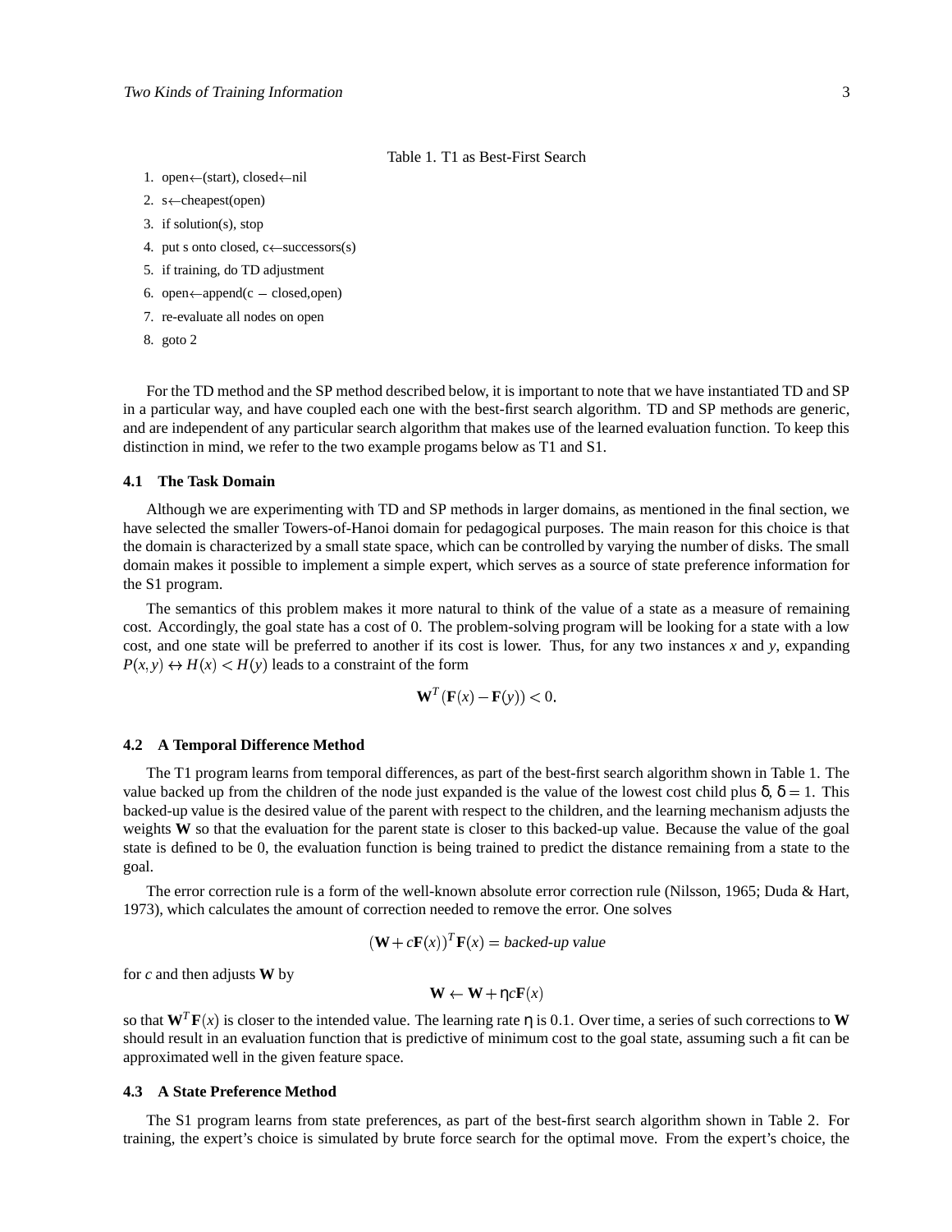Table 1. T1 as Best-First Search

1. open←(start), closed←nil
2. s←cheapest(open)
3. if solution(s), stop
4. put s onto closed, c←successors(s)
5. if training, do TD adjustment
6. open←append(c − closed,open)
7. re-evaluate all nodes on open
8. goto 2

For the TD method and the SP method described below, it is important to note that we have instantiated TD and SP in a particular way, and have coupled each one with the best-first search algorithm. TD and SP methods are generic, and are independent of any particular search algorithm that makes use of the learned evaluation function. To keep this distinction in mind, we refer to the two example progams below as T1 and S1.

### 4.1 The Task Domain

Although we are experimenting with TD and SP methods in larger domains, as mentioned in the final section, we have selected the smaller Towers-of-Hanoi domain for pedagogical purposes. The main reason for this choice is that the domain is characterized by a small state space, which can be controlled by varying the number of disks. The small domain makes it possible to implement a simple expert, which serves as a source of state preference information for the S1 program.

The semantics of this problem makes it more natural to think of the value of a state as a measure of remaining cost. Accordingly, the goal state has a cost of 0. The problem-solving program will be looking for a state with a low cost, and one state will be preferred to another if its cost is lower. Thus, for any two instances $x$ and $y$, expanding $P(x,y) \leftrightarrow H(x) < H(y)$ leads to a constraint of the form

$$\mathbf{W}^T(\mathbf{F}(x) - \mathbf{F}(y)) < 0.$$

### 4.2 A Temporal Difference Method

The T1 program learns from temporal differences, as part of the best-first search algorithm shown in Table 1. The value backed up from the children of the node just expanded is the value of the lowest cost child plus $\delta$, $\delta = 1$. This backed-up value is the desired value of the parent with respect to the children, and the learning mechanism adjusts the weights **W** so that the evaluation for the parent state is closer to this backed-up value. Because the value of the goal state is defined to be 0, the evaluation function is being trained to predict the distance remaining from a state to the goal.

The error correction rule is a form of the well-known absolute error correction rule (Nilsson, 1965; Duda & Hart, 1973), which calculates the amount of correction needed to remove the error. One solves

$$(\mathbf{W} + c\mathbf{F}(x))^T\mathbf{F}(x) = \textit{backed-up value}$$

for $c$ and then adjusts **W** by

$$\mathbf{W} \leftarrow \mathbf{W} + \eta c\mathbf{F}(x)$$

so that $\mathbf{W}^T\mathbf{F}(x)$ is closer to the intended value. The learning rate $\eta$ is 0.1. Over time, a series of such corrections to **W** should result in an evaluation function that is predictive of minimum cost to the goal state, assuming such a fit can be approximated well in the given feature space.

### 4.3 A State Preference Method

The S1 program learns from state preferences, as part of the best-first search algorithm shown in Table 2. For training, the expert's choice is simulated by brute force search for the optimal move. From the expert's choice, the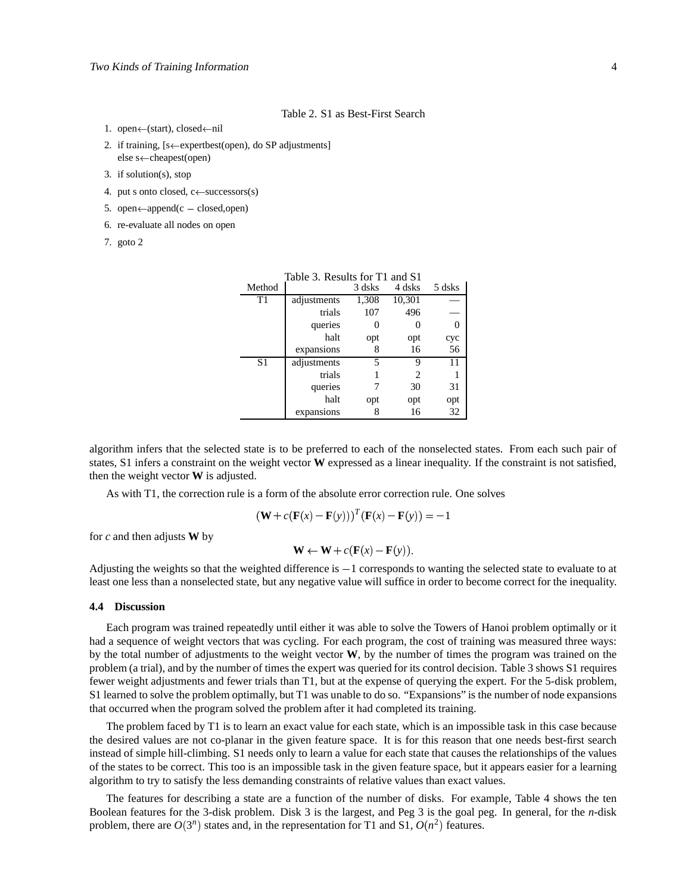Table 2. S1 as Best-First Search

1. open←(start), closed←nil
2. if training, [s←expertbest(open), do SP adjustments]
   else s←cheapest(open)
3. if solution(s), stop
4. put s onto closed, c←successors(s)
5. open←append(c − closed,open)
6. re-evaluate all nodes on open
7. goto 2

Table 3. Results for T1 and S1

| Method | | 3 dsks | 4 dsks | 5 dsks |
|---|---|---|---|---|
| T1 | adjustments | 1,308 | 10,301 | — |
| | trials | 107 | 496 | — |
| | queries | 0 | 0 | 0 |
| | halt | opt | opt | cyc |
| | expansions | 8 | 16 | 56 |
| S1 | adjustments | 5 | 9 | 11 |
| | trials | 1 | 2 | 1 |
| | queries | 7 | 30 | 31 |
| | halt | opt | opt | opt |
| | expansions | 8 | 16 | 32 |

algorithm infers that the selected state is to be preferred to each of the nonselected states. From each such pair of states, S1 infers a constraint on the weight vector **W** expressed as a linear inequality. If the constraint is not satisfied, then the weight vector **W** is adjusted.

As with T1, the correction rule is a form of the absolute error correction rule. One solves

$$(\mathbf{W} + c(\mathbf{F}(x) - \mathbf{F}(y)))^T(\mathbf{F}(x) - \mathbf{F}(y)) = -1$$

for $c$ and then adjusts **W** by

$$\mathbf{W} \leftarrow \mathbf{W} + c(\mathbf{F}(x) - \mathbf{F}(y)).$$

Adjusting the weights so that the weighted difference is $-1$ corresponds to wanting the selected state to evaluate to at least one less than a nonselected state, but any negative value will suffice in order to become correct for the inequality.

### 4.4 Discussion

Each program was trained repeatedly until either it was able to solve the Towers of Hanoi problem optimally or it had a sequence of weight vectors that was cycling. For each program, the cost of training was measured three ways: by the total number of adjustments to the weight vector **W**, by the number of times the program was trained on the problem (a trial), and by the number of times the expert was queried for its control decision. Table 3 shows S1 requires fewer weight adjustments and fewer trials than T1, but at the expense of querying the expert. For the 5-disk problem, S1 learned to solve the problem optimally, but T1 was unable to do so. "Expansions" is the number of node expansions that occurred when the program solved the problem after it had completed its training.

The problem faced by T1 is to learn an exact value for each state, which is an impossible task in this case because the desired values are not co-planar in the given feature space. It is for this reason that one needs best-first search instead of simple hill-climbing. S1 needs only to learn a value for each state that causes the relationships of the values of the states to be correct. This too is an impossible task in the given feature space, but it appears easier for a learning algorithm to try to satisfy the less demanding constraints of relative values than exact values.

The features for describing a state are a function of the number of disks. For example, Table 4 shows the ten Boolean features for the 3-disk problem. Disk 3 is the largest, and Peg 3 is the goal peg. In general, for the $n$-disk problem, there are $O(3^n)$ states and, in the representation for T1 and S1, $O(n^2)$ features.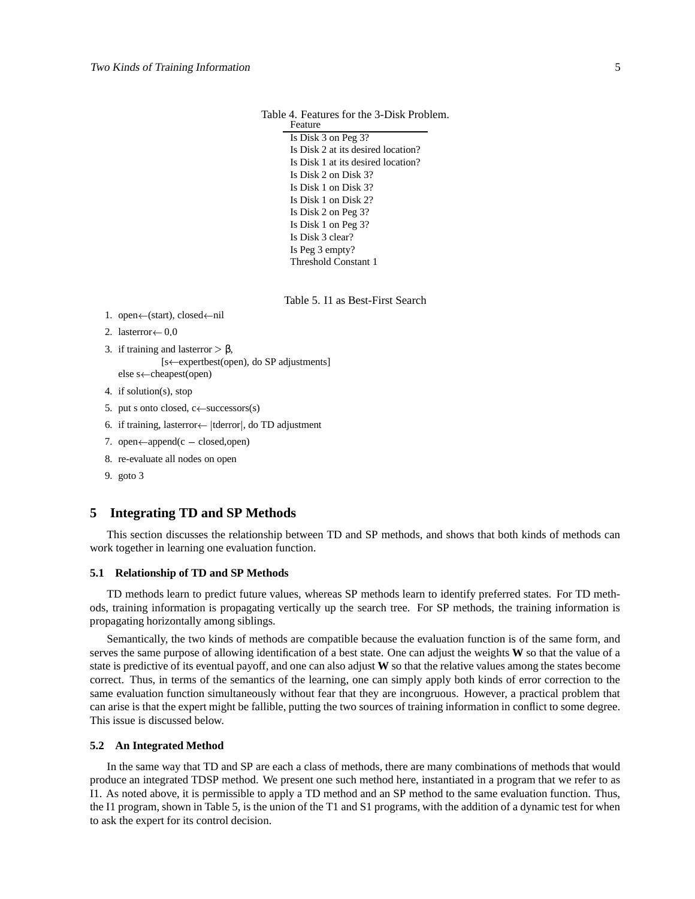Table 4. Features for the 3-Disk Problem.

| Feature |
|---|
| Is Disk 3 on Peg 3? |
| Is Disk 2 at its desired location? |
| Is Disk 1 at its desired location? |
| Is Disk 2 on Disk 3? |
| Is Disk 1 on Disk 3? |
| Is Disk 1 on Disk 2? |
| Is Disk 2 on Peg 3? |
| Is Disk 1 on Peg 3? |
| Is Disk 3 clear? |
| Is Peg 3 empty? |
| Threshold Constant 1 |

Table 5. I1 as Best-First Search

1. open←(start), closed←nil
2. lasterror← 0.0
3. if training and lasterror > β,
   [s←expertbest(open), do SP adjustments]
   else s←cheapest(open)
4. if solution(s), stop
5. put s onto closed, c←successors(s)
6. if training, lasterror← |tderror|, do TD adjustment
7. open←append(c − closed,open)
8. re-evaluate all nodes on open
9. goto 3

## 5 Integrating TD and SP Methods

This section discusses the relationship between TD and SP methods, and shows that both kinds of methods can work together in learning one evaluation function.

### 5.1 Relationship of TD and SP Methods

TD methods learn to predict future values, whereas SP methods learn to identify preferred states. For TD methods, training information is propagating vertically up the search tree. For SP methods, the training information is propagating horizontally among siblings.

Semantically, the two kinds of methods are compatible because the evaluation function is of the same form, and serves the same purpose of allowing identification of a best state. One can adjust the weights **W** so that the value of a state is predictive of its eventual payoff, and one can also adjust **W** so that the relative values among the states become correct. Thus, in terms of the semantics of the learning, one can simply apply both kinds of error correction to the same evaluation function simultaneously without fear that they are incongruous. However, a practical problem that can arise is that the expert might be fallible, putting the two sources of training information in conflict to some degree. This issue is discussed below.

### 5.2 An Integrated Method

In the same way that TD and SP are each a class of methods, there are many combinations of methods that would produce an integrated TDSP method. We present one such method here, instantiated in a program that we refer to as I1. As noted above, it is permissible to apply a TD method and an SP method to the same evaluation function. Thus, the I1 program, shown in Table 5, is the union of the T1 and S1 programs, with the addition of a dynamic test for when to ask the expert for its control decision.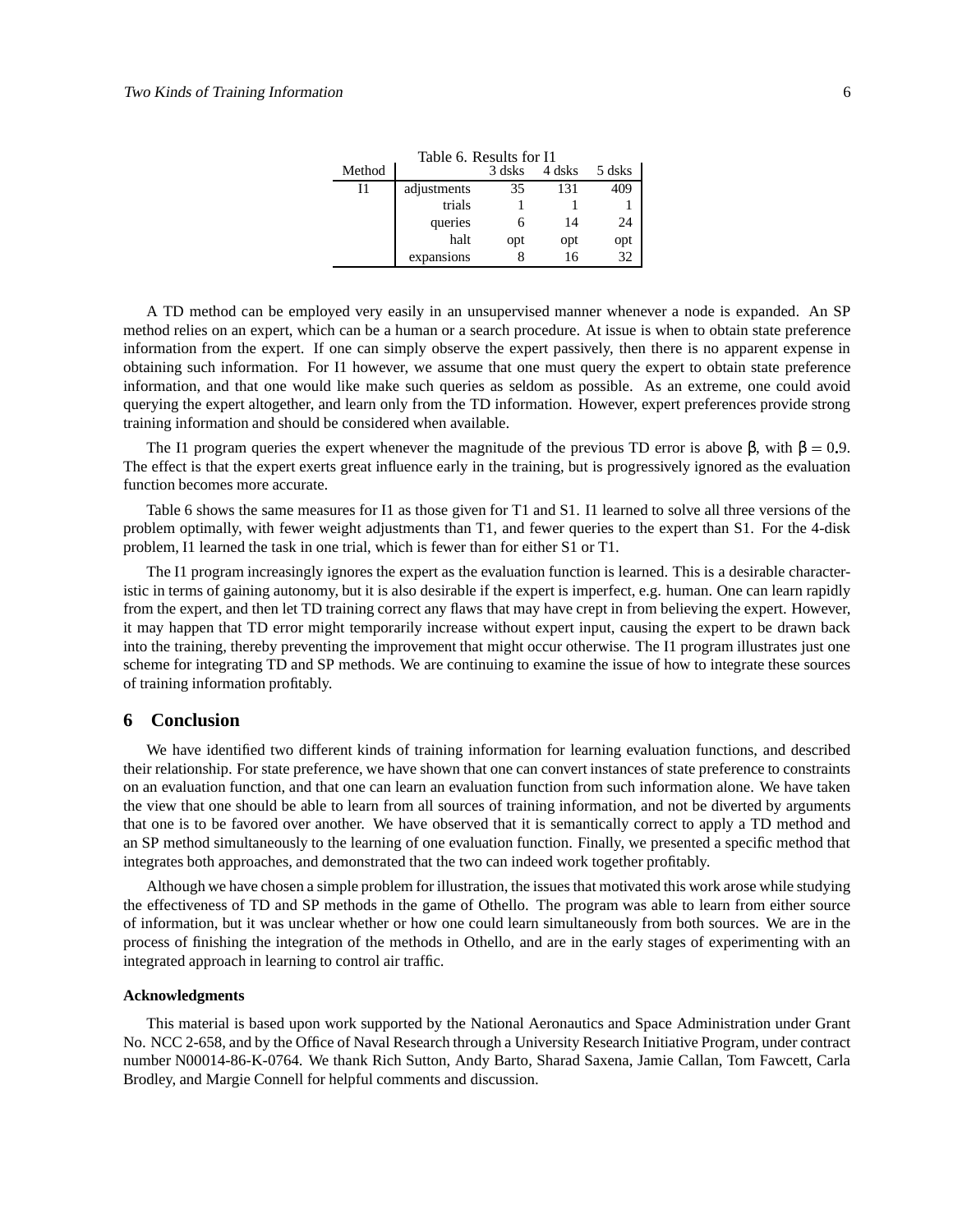Table 6. Results for I1

| Method | | 3 dsks | 4 dsks | 5 dsks |
|---|---|---|---|---|
| I1 | adjustments | 35 | 131 | 409 |
| | trials | 1 | 1 | 1 |
| | queries | 6 | 14 | 24 |
| | halt | opt | opt | opt |
| | expansions | 8 | 16 | 32 |

A TD method can be employed very easily in an unsupervised manner whenever a node is expanded. An SP method relies on an expert, which can be a human or a search procedure. At issue is when to obtain state preference information from the expert. If one can simply observe the expert passively, then there is no apparent expense in obtaining such information. For I1 however, we assume that one must query the expert to obtain state preference information, and that one would like make such queries as seldom as possible. As an extreme, one could avoid querying the expert altogether, and learn only from the TD information. However, expert preferences provide strong training information and should be considered when available.

The I1 program queries the expert whenever the magnitude of the previous TD error is above $\beta$, with $\beta = 0.9$. The effect is that the expert exerts great influence early in the training, but is progressively ignored as the evaluation function becomes more accurate.

Table 6 shows the same measures for I1 as those given for T1 and S1. I1 learned to solve all three versions of the problem optimally, with fewer weight adjustments than T1, and fewer queries to the expert than S1. For the 4-disk problem, I1 learned the task in one trial, which is fewer than for either S1 or T1.

The I1 program increasingly ignores the expert as the evaluation function is learned. This is a desirable characteristic in terms of gaining autonomy, but it is also desirable if the expert is imperfect, e.g. human. One can learn rapidly from the expert, and then let TD training correct any flaws that may have crept in from believing the expert. However, it may happen that TD error might temporarily increase without expert input, causing the expert to be drawn back into the training, thereby preventing the improvement that might occur otherwise. The I1 program illustrates just one scheme for integrating TD and SP methods. We are continuing to examine the issue of how to integrate these sources of training information profitably.

## 6 Conclusion

We have identified two different kinds of training information for learning evaluation functions, and described their relationship. For state preference, we have shown that one can convert instances of state preference to constraints on an evaluation function, and that one can learn an evaluation function from such information alone. We have taken the view that one should be able to learn from all sources of training information, and not be diverted by arguments that one is to be favored over another. We have observed that it is semantically correct to apply a TD method and an SP method simultaneously to the learning of one evaluation function. Finally, we presented a specific method that integrates both approaches, and demonstrated that the two can indeed work together profitably.

Although we have chosen a simple problem for illustration, the issues that motivated this work arose while studying the effectiveness of TD and SP methods in the game of Othello. The program was able to learn from either source of information, but it was unclear whether or how one could learn simultaneously from both sources. We are in the process of finishing the integration of the methods in Othello, and are in the early stages of experimenting with an integrated approach in learning to control air traffic.

**Acknowledgments**

This material is based upon work supported by the National Aeronautics and Space Administration under Grant No. NCC 2-658, and by the Office of Naval Research through a University Research Initiative Program, under contract number N00014-86-K-0764. We thank Rich Sutton, Andy Barto, Sharad Saxena, Jamie Callan, Tom Fawcett, Carla Brodley, and Margie Connell for helpful comments and discussion.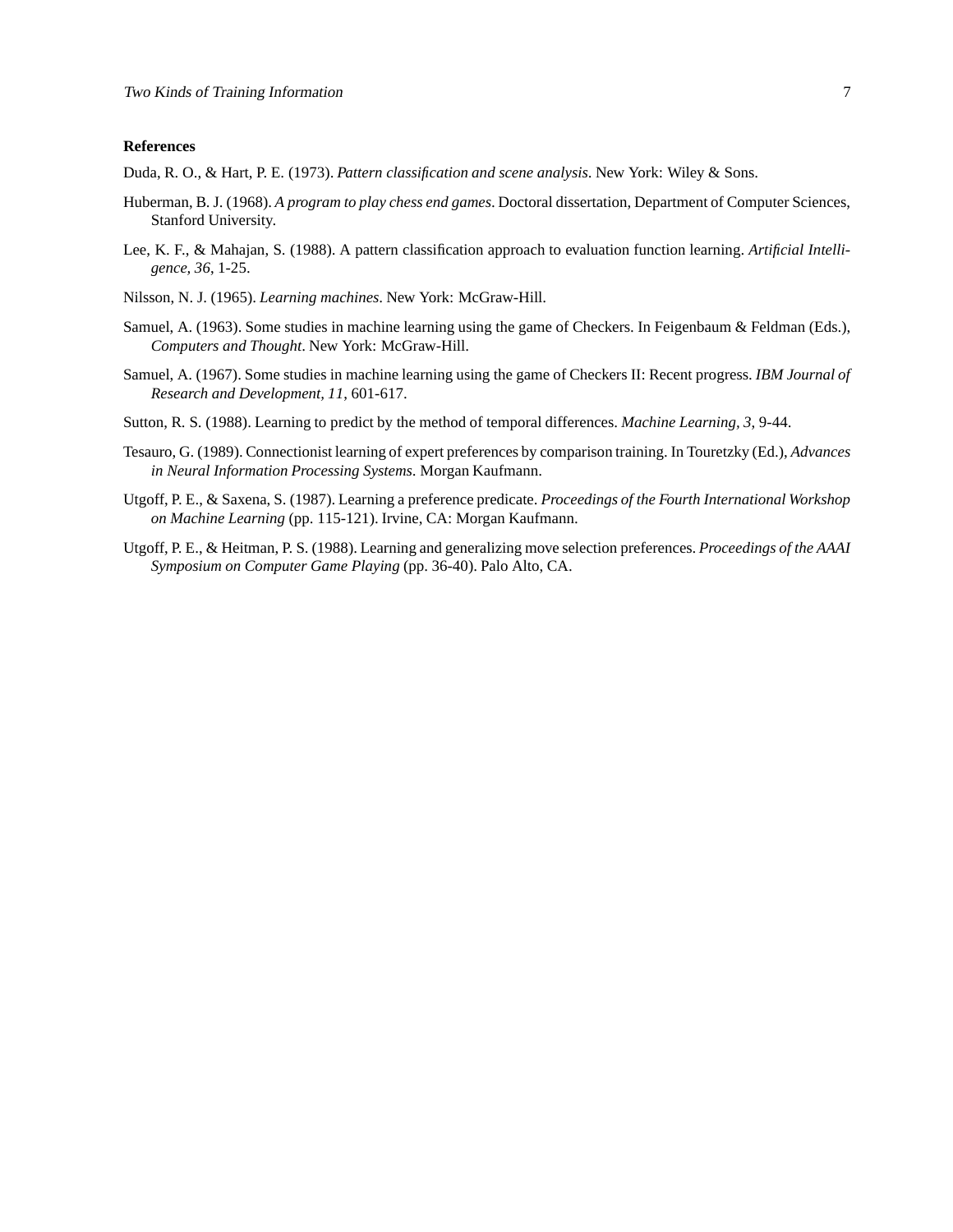**References**

Duda, R. O., & Hart, P. E. (1973). *Pattern classification and scene analysis*. New York: Wiley & Sons.

Huberman, B. J. (1968). *A program to play chess end games*. Doctoral dissertation, Department of Computer Sciences, Stanford University.

Lee, K. F., & Mahajan, S. (1988). A pattern classification approach to evaluation function learning. *Artificial Intelligence, 36*, 1-25.

Nilsson, N. J. (1965). *Learning machines*. New York: McGraw-Hill.

Samuel, A. (1963). Some studies in machine learning using the game of Checkers. In Feigenbaum & Feldman (Eds.), *Computers and Thought*. New York: McGraw-Hill.

Samuel, A. (1967). Some studies in machine learning using the game of Checkers II: Recent progress. *IBM Journal of Research and Development, 11*, 601-617.

Sutton, R. S. (1988). Learning to predict by the method of temporal differences. *Machine Learning, 3*, 9-44.

Tesauro, G. (1989). Connectionist learning of expert preferences by comparison training. In Touretzky (Ed.), *Advances in Neural Information Processing Systems*. Morgan Kaufmann.

Utgoff, P. E., & Saxena, S. (1987). Learning a preference predicate. *Proceedings of the Fourth International Workshop on Machine Learning* (pp. 115-121). Irvine, CA: Morgan Kaufmann.

Utgoff, P. E., & Heitman, P. S. (1988). Learning and generalizing move selection preferences. *Proceedings of the AAAI Symposium on Computer Game Playing* (pp. 36-40). Palo Alto, CA.